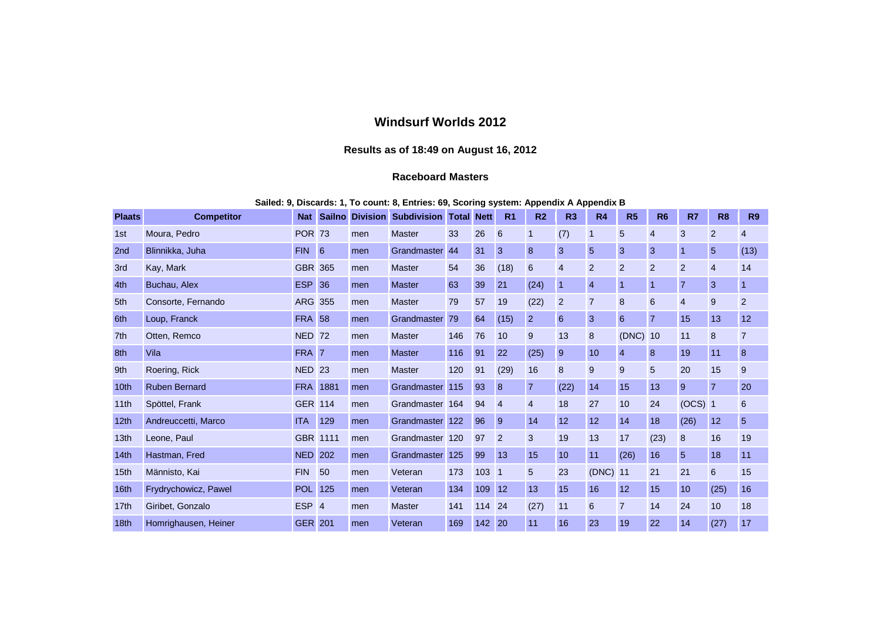# Windsurf Worlds 2012

### Results as of 18:49 on August 16, 2012

### Raceboard Masters

**Sailed: 9, Discards: 1, To count: 8, Entries: 69, Scoring system: Appendix A Appendix B**

| Plaats | Competitor | Nat | Sailno | Division | Subdivision | Total | Nett | R1 | R2 | R3 | R4 | R5 | R6 | R7 | R8 | R9 |
|---|---|---|---|---|---|---|---|---|---|---|---|---|---|---|---|---|
| 1st | Moura, Pedro | POR | 73 | men | Master | 33 | 26 | 6 | 1 | (7) | 1 | 5 | 4 | 3 | 2 | 4 |
| 2nd | Blinnikka, Juha | FIN | 6 | men | Grandmaster | 44 | 31 | 3 | 8 | 3 | 5 | 3 | 3 | 1 | 5 | (13) |
| 3rd | Kay, Mark | GBR | 365 | men | Master | 54 | 36 | (18) | 6 | 4 | 2 | 2 | 2 | 2 | 4 | 14 |
| 4th | Buchau, Alex | ESP | 36 | men | Master | 63 | 39 | 21 | (24) | 1 | 4 | 1 | 1 | 7 | 3 | 1 |
| 5th | Consorte, Fernando | ARG | 355 | men | Master | 79 | 57 | 19 | (22) | 2 | 7 | 8 | 6 | 4 | 9 | 2 |
| 6th | Loup, Franck | FRA | 58 | men | Grandmaster | 79 | 64 | (15) | 2 | 6 | 3 | 6 | 7 | 15 | 13 | 12 |
| 7th | Otten, Remco | NED | 72 | men | Master | 146 | 76 | 10 | 9 | 13 | 8 | (DNC) | 10 | 11 | 8 | 7 |
| 8th | Vila | FRA | 7 | men | Master | 116 | 91 | 22 | (25) | 9 | 10 | 4 | 8 | 19 | 11 | 8 |
| 9th | Roering, Rick | NED | 23 | men | Master | 120 | 91 | (29) | 16 | 8 | 9 | 9 | 5 | 20 | 15 | 9 |
| 10th | Ruben Bernard | FRA | 1881 | men | Grandmaster | 115 | 93 | 8 | 7 | (22) | 14 | 15 | 13 | 9 | 7 | 20 |
| 11th | Spöttel, Frank | GER | 114 | men | Grandmaster | 164 | 94 | 4 | 4 | 18 | 27 | 10 | 24 | (OCS) | 1 | 6 |
| 12th | Andreuccetti, Marco | ITA | 129 | men | Grandmaster | 122 | 96 | 9 | 14 | 12 | 12 | 14 | 18 | (26) | 12 | 5 |
| 13th | Leone, Paul | GBR | 1111 | men | Grandmaster | 120 | 97 | 2 | 3 | 19 | 13 | 17 | (23) | 8 | 16 | 19 |
| 14th | Hastman, Fred | NED | 202 | men | Grandmaster | 125 | 99 | 13 | 15 | 10 | 11 | (26) | 16 | 5 | 18 | 11 |
| 15th | Männisto, Kai | FIN | 50 | men | Veteran | 173 | 103 | 1 | 5 | 23 | (DNC) | 11 | 21 | 21 | 6 | 15 |
| 16th | Frydrychowicz, Pawel | POL | 125 | men | Veteran | 134 | 109 | 12 | 13 | 15 | 16 | 12 | 15 | 10 | (25) | 16 |
| 17th | Giribet, Gonzalo | ESP | 4 | men | Master | 141 | 114 | 24 | (27) | 11 | 6 | 7 | 14 | 24 | 10 | 18 |
| 18th | Homrighausen, Heiner | GER | 201 | men | Veteran | 169 | 142 | 20 | 11 | 16 | 23 | 19 | 22 | 14 | (27) | 17 |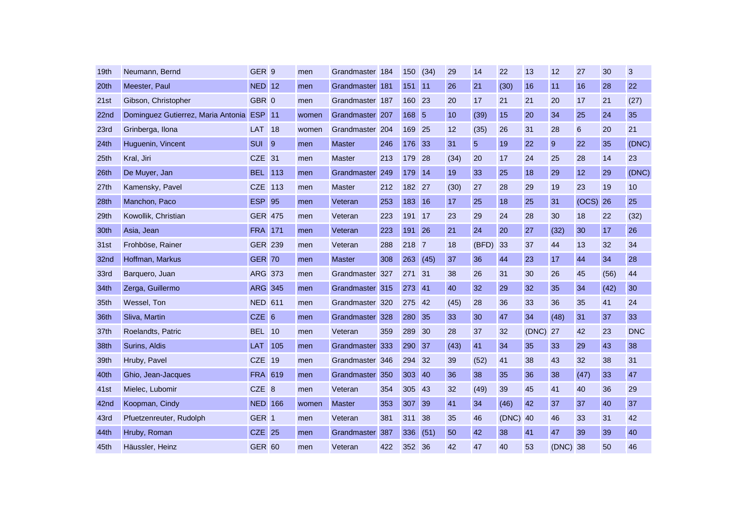| 19th | Neumann, Bernd | GER | 9 | men | Grandmaster | 184 | 150 | (34) | 29 | 14 | 22 | 13 | 12 | 27 | 30 | 3 |
|---|---|---|---|---|---|---|---|---|---|---|---|---|---|---|---|---|
| 20th | Meester, Paul | NED | 12 | men | Grandmaster | 181 | 151 | 11 | 26 | 21 | (30) | 16 | 11 | 16 | 28 | 22 |
| 21st | Gibson, Christopher | GBR | 0 | men | Grandmaster | 187 | 160 | 23 | 20 | 17 | 21 | 21 | 20 | 17 | 21 | (27) |
| 22nd | Dominguez Gutierrez, Maria Antonia | ESP | 11 | women | Grandmaster | 207 | 168 | 5 | 10 | (39) | 15 | 20 | 34 | 25 | 24 | 35 |
| 23rd | Grinberga, Ilona | LAT | 18 | women | Grandmaster | 204 | 169 | 25 | 12 | (35) | 26 | 31 | 28 | 6 | 20 | 21 |
| 24th | Huguenin, Vincent | SUI | 9 | men | Master | 246 | 176 | 33 | 31 | 5 | 19 | 22 | 9 | 22 | 35 | (DNC) |
| 25th | Kral, Jiri | CZE | 31 | men | Master | 213 | 179 | 28 | (34) | 20 | 17 | 24 | 25 | 28 | 14 | 23 |
| 26th | De Muyer, Jan | BEL | 113 | men | Grandmaster | 249 | 179 | 14 | 19 | 33 | 25 | 18 | 29 | 12 | 29 | (DNC) |
| 27th | Kamensky, Pavel | CZE | 113 | men | Master | 212 | 182 | 27 | (30) | 27 | 28 | 29 | 19 | 23 | 19 | 10 |
| 28th | Manchon, Paco | ESP | 95 | men | Veteran | 253 | 183 | 16 | 17 | 25 | 18 | 25 | 31 | (OCS) | 26 | 25 |
| 29th | Kowollik, Christian | GER | 475 | men | Veteran | 223 | 191 | 17 | 23 | 29 | 24 | 28 | 30 | 18 | 22 | (32) |
| 30th | Asia, Jean | FRA | 171 | men | Veteran | 223 | 191 | 26 | 21 | 24 | 20 | 27 | (32) | 30 | 17 | 26 |
| 31st | Frohböse, Rainer | GER | 239 | men | Veteran | 288 | 218 | 7 | 18 | (BFD) | 33 | 37 | 44 | 13 | 32 | 34 |
| 32nd | Hoffman, Markus | GER | 70 | men | Master | 308 | 263 | (45) | 37 | 36 | 44 | 23 | 17 | 44 | 34 | 28 |
| 33rd | Barquero, Juan | ARG | 373 | men | Grandmaster | 327 | 271 | 31 | 38 | 26 | 31 | 30 | 26 | 45 | (56) | 44 |
| 34th | Zerga, Guillermo | ARG | 345 | men | Grandmaster | 315 | 273 | 41 | 40 | 32 | 29 | 32 | 35 | 34 | (42) | 30 |
| 35th | Wessel, Ton | NED | 611 | men | Grandmaster | 320 | 275 | 42 | (45) | 28 | 36 | 33 | 36 | 35 | 41 | 24 |
| 36th | Sliva, Martin | CZE | 6 | men | Grandmaster | 328 | 280 | 35 | 33 | 30 | 47 | 34 | (48) | 31 | 37 | 33 |
| 37th | Roelandts, Patric | BEL | 10 | men | Veteran | 359 | 289 | 30 | 28 | 37 | 32 | (DNC) | 27 | 42 | 23 | DNC |
| 38th | Surins, Aldis | LAT | 105 | men | Grandmaster | 333 | 290 | 37 | (43) | 41 | 34 | 35 | 33 | 29 | 43 | 38 |
| 39th | Hruby, Pavel | CZE | 19 | men | Grandmaster | 346 | 294 | 32 | 39 | (52) | 41 | 38 | 43 | 32 | 38 | 31 |
| 40th | Ghio, Jean-Jacques | FRA | 619 | men | Grandmaster | 350 | 303 | 40 | 36 | 38 | 35 | 36 | 38 | (47) | 33 | 47 |
| 41st | Mielec, Lubomir | CZE | 8 | men | Veteran | 354 | 305 | 43 | 32 | (49) | 39 | 45 | 41 | 40 | 36 | 29 |
| 42nd | Koopman, Cindy | NED | 166 | women | Master | 353 | 307 | 39 | 41 | 34 | (46) | 42 | 37 | 37 | 40 | 37 |
| 43rd | Pfuetzenreuter, Rudolph | GER | 1 | men | Veteran | 381 | 311 | 38 | 35 | 46 | (DNC) | 40 | 46 | 33 | 31 | 42 |
| 44th | Hruby, Roman | CZE | 25 | men | Grandmaster | 387 | 336 | (51) | 50 | 42 | 38 | 41 | 47 | 39 | 39 | 40 |
| 45th | Häussler, Heinz | GER | 60 | men | Veteran | 422 | 352 | 36 | 42 | 47 | 40 | 53 | (DNC) | 38 | 50 | 46 |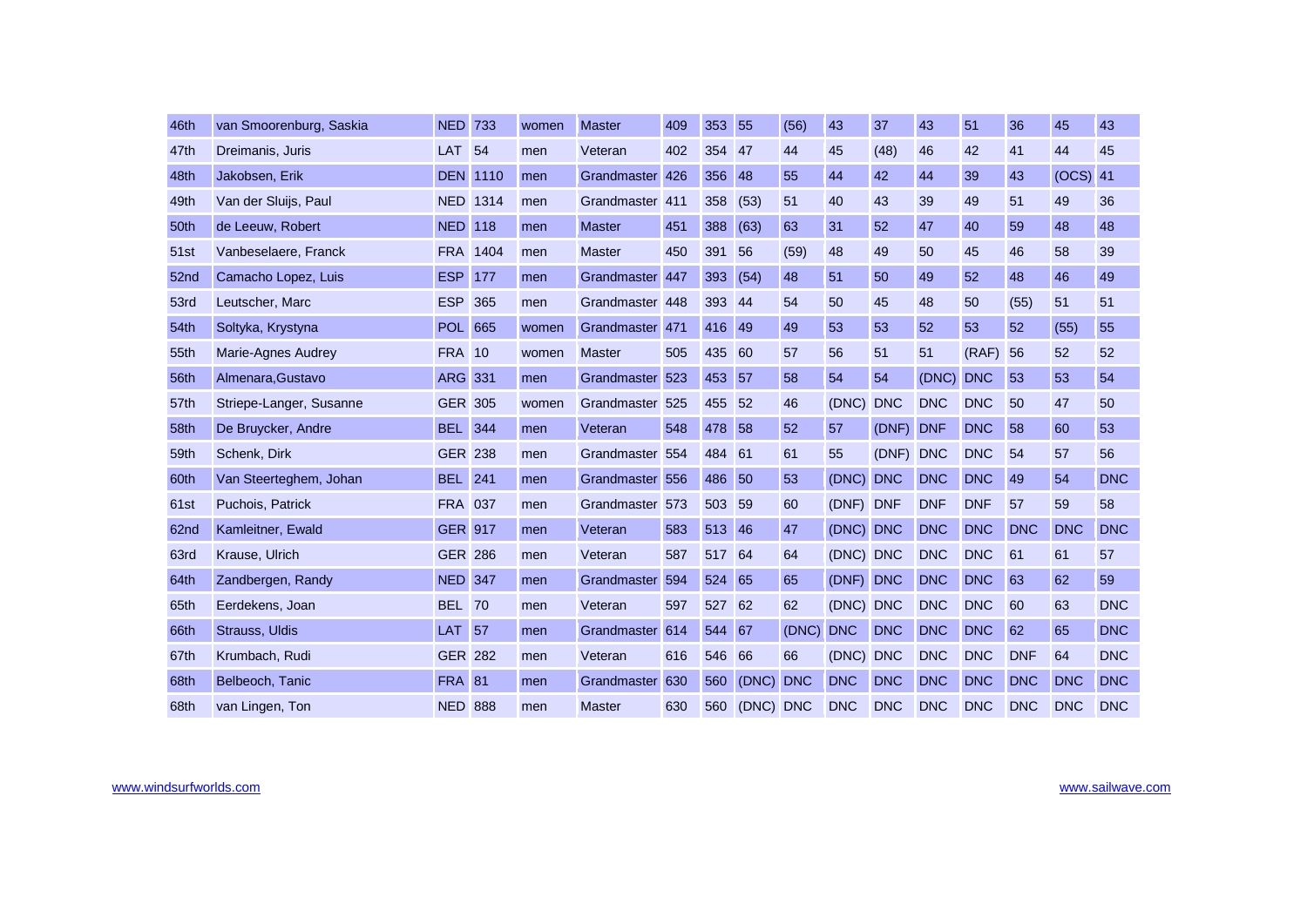| | | | | | | | | | | | | | | | | | | | |
|---|---|---|---|---|---|---|---|---|---|---|---|---|---|---|---|---|---|---|---|
| 46th | van Smoorenburg, Saskia | NED | 733 | women | Master | 409 | 353 | 55 | (56) | 43 | 37 | 43 | 51 | 36 | 45 | 43 |
| 47th | Dreimanis, Juris | LAT | 54 | men | Veteran | 402 | 354 | 47 | 44 | 45 | (48) | 46 | 42 | 41 | 44 | 45 |
| 48th | Jakobsen, Erik | DEN | 1110 | men | Grandmaster | 426 | 356 | 48 | 55 | 44 | 42 | 44 | 39 | 43 | (OCS) | 41 |
| 49th | Van der Sluijs, Paul | NED | 1314 | men | Grandmaster | 411 | 358 | (53) | 51 | 40 | 43 | 39 | 49 | 51 | 49 | 36 |
| 50th | de Leeuw, Robert | NED | 118 | men | Master | 451 | 388 | (63) | 63 | 31 | 52 | 47 | 40 | 59 | 48 | 48 |
| 51st | Vanbeselaere, Franck | FRA | 1404 | men | Master | 450 | 391 | 56 | (59) | 48 | 49 | 50 | 45 | 46 | 58 | 39 |
| 52nd | Camacho Lopez, Luis | ESP | 177 | men | Grandmaster | 447 | 393 | (54) | 48 | 51 | 50 | 49 | 52 | 48 | 46 | 49 |
| 53rd | Leutscher, Marc | ESP | 365 | men | Grandmaster | 448 | 393 | 44 | 54 | 50 | 45 | 48 | 50 | (55) | 51 | 51 |
| 54th | Soltyka, Krystyna | POL | 665 | women | Grandmaster | 471 | 416 | 49 | 49 | 53 | 53 | 52 | 53 | 52 | (55) | 55 |
| 55th | Marie-Agnes Audrey | FRA | 10 | women | Master | 505 | 435 | 60 | 57 | 56 | 51 | 51 | (RAF) | 56 | 52 | 52 |
| 56th | Almenara,Gustavo | ARG | 331 | men | Grandmaster | 523 | 453 | 57 | 58 | 54 | 54 | (DNC) | DNC | 53 | 53 | 54 |
| 57th | Striepe-Langer, Susanne | GER | 305 | women | Grandmaster | 525 | 455 | 52 | 46 | (DNC) | DNC | DNC | DNC | 50 | 47 | 50 |
| 58th | De Bruycker, Andre | BEL | 344 | men | Veteran | 548 | 478 | 58 | 52 | 57 | (DNF) | DNF | DNC | 58 | 60 | 53 |
| 59th | Schenk, Dirk | GER | 238 | men | Grandmaster | 554 | 484 | 61 | 61 | 55 | (DNF) | DNC | DNC | 54 | 57 | 56 |
| 60th | Van Steerteghem, Johan | BEL | 241 | men | Grandmaster | 556 | 486 | 50 | 53 | (DNC) | DNC | DNC | DNC | 49 | 54 | DNC |
| 61st | Puchois, Patrick | FRA | 037 | men | Grandmaster | 573 | 503 | 59 | 60 | (DNF) | DNF | DNF | DNF | 57 | 59 | 58 |
| 62nd | Kamleitner, Ewald | GER | 917 | men | Veteran | 583 | 513 | 46 | 47 | (DNC) | DNC | DNC | DNC | DNC | DNC | DNC |
| 63rd | Krause, Ulrich | GER | 286 | men | Veteran | 587 | 517 | 64 | 64 | (DNC) | DNC | DNC | DNC | 61 | 61 | 57 |
| 64th | Zandbergen, Randy | NED | 347 | men | Grandmaster | 594 | 524 | 65 | 65 | (DNF) | DNC | DNC | DNC | 63 | 62 | 59 |
| 65th | Eerdekens, Joan | BEL | 70 | men | Veteran | 597 | 527 | 62 | 62 | (DNC) | DNC | DNC | DNC | 60 | 63 | DNC |
| 66th | Strauss, Uldis | LAT | 57 | men | Grandmaster | 614 | 544 | 67 | (DNC) | DNC | DNC | DNC | DNC | 62 | 65 | DNC |
| 67th | Krumbach, Rudi | GER | 282 | men | Veteran | 616 | 546 | 66 | 66 | (DNC) | DNC | DNC | DNC | DNF | 64 | DNC |
| 68th | Belbeoch, Tanic | FRA | 81 | men | Grandmaster | 630 | 560 | (DNC) | DNC | DNC | DNC | DNC | DNC | DNC | DNC | DNC |
| 68th | van Lingen, Ton | NED | 888 | men | Master | 630 | 560 | (DNC) | DNC | DNC | DNC | DNC | DNC | DNC | DNC | DNC |

www.windsurfworlds.com

www.sailwave.com